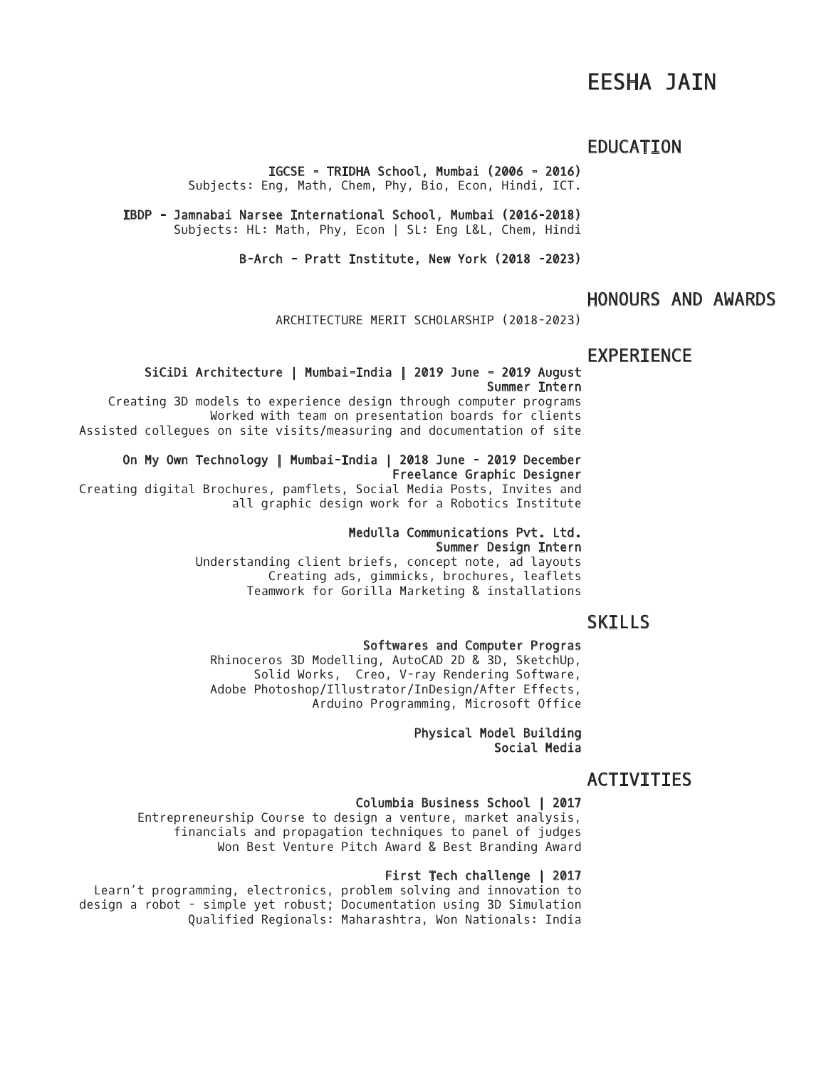# EESHA JAIN

## EDUCATION

**IGCSE - TRIDHA School, Mumbai (2006 - 2016)**
Subjects: Eng, Math, Chem, Phy, Bio, Econ, Hindi, ICT.

**IBDP - Jamnabai Narsee International School, Mumbai (2016-2018)**
Subjects: HL: Math, Phy, Econ | SL: Eng L&L, Chem, Hindi

**B-Arch - Pratt Institute, New York (2018 -2023)**

## HONOURS AND AWARDS

ARCHITECTURE MERIT SCHOLARSHIP (2018-2023)

## EXPERIENCE

**SiCiDi Architecture | Mumbai-India | 2019 June - 2019 August**
**Summer Intern**
Creating 3D models to experience design through computer programs
Worked with team on presentation boards for clients
Assisted collegues on site visits/measuring and documentation of site

**On My Own Technology | Mumbai-India | 2018 June - 2019 December**
**Freelance Graphic Designer**
Creating digital Brochures, pamflets, Social Media Posts, Invites and all graphic design work for a Robotics Institute

**Medulla Communications Pvt. Ltd.**
**Summer Design Intern**
Understanding client briefs, concept note, ad layouts
Creating ads, gimmicks, brochures, leaflets
Teamwork for Gorilla Marketing & installations

## SKILLS

**Softwares and Computer Progras**
Rhinoceros 3D Modelling, AutoCAD 2D & 3D, SketchUp, Solid Works, Creo, V-ray Rendering Software, Adobe Photoshop/Illustrator/InDesign/After Effects, Arduino Programming, Microsoft Office

**Physical Model Building**
**Social Media**

## ACTIVITIES

**Columbia Business School | 2017**
Entrepreneurship Course to design a venture, market analysis, financials and propagation techniques to panel of judges
Won Best Venture Pitch Award & Best Branding Award

**First Tech challenge | 2017**
Learn't programming, electronics, problem solving and innovation to design a robot - simple yet robust; Documentation using 3D Simulation
Qualified Regionals: Maharashtra, Won Nationals: India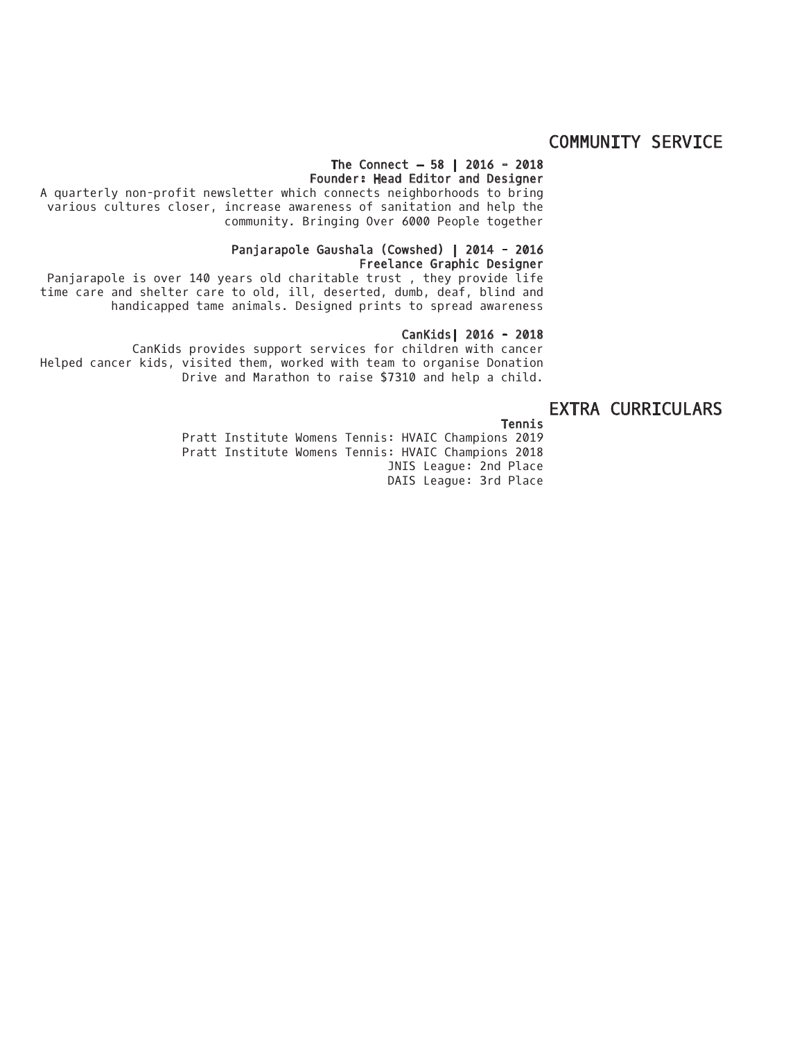## COMMUNITY SERVICE

**The Connect – 58 | 2016 - 2018**
**Founder: Head Editor and Designer**
A quarterly non-profit newsletter which connects neighborhoods to bring various cultures closer, increase awareness of sanitation and help the community. Bringing Over 6000 People together

**Panjarapole Gaushala (Cowshed) | 2014 - 2016**
**Freelance Graphic Designer**
Panjarapole is over 140 years old charitable trust , they provide life time care and shelter care to old, ill, deserted, dumb, deaf, blind and handicapped tame animals. Designed prints to spread awareness

**CanKids| 2016 - 2018**
CanKids provides support services for children with cancer
Helped cancer kids, visited them, worked with team to organise Donation Drive and Marathon to raise $7310 and help a child.

## EXTRA CURRICULARS

**Tennis**
Pratt Institute Womens Tennis: HVAIC Champions 2019
Pratt Institute Womens Tennis: HVAIC Champions 2018
JNIS League: 2nd Place
DAIS League: 3rd Place